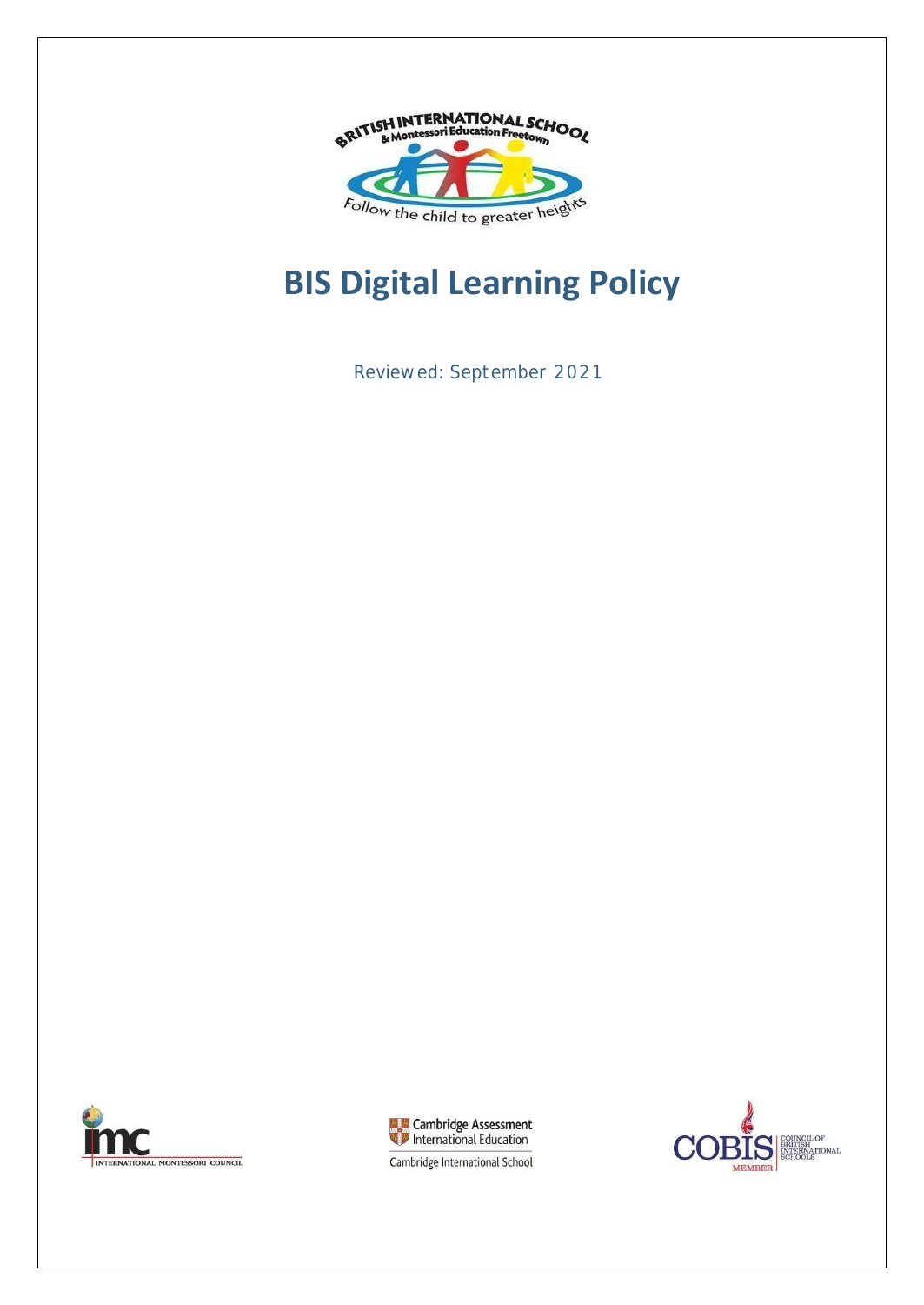# BIS Digital Learning Policy

Reviewed: September 2021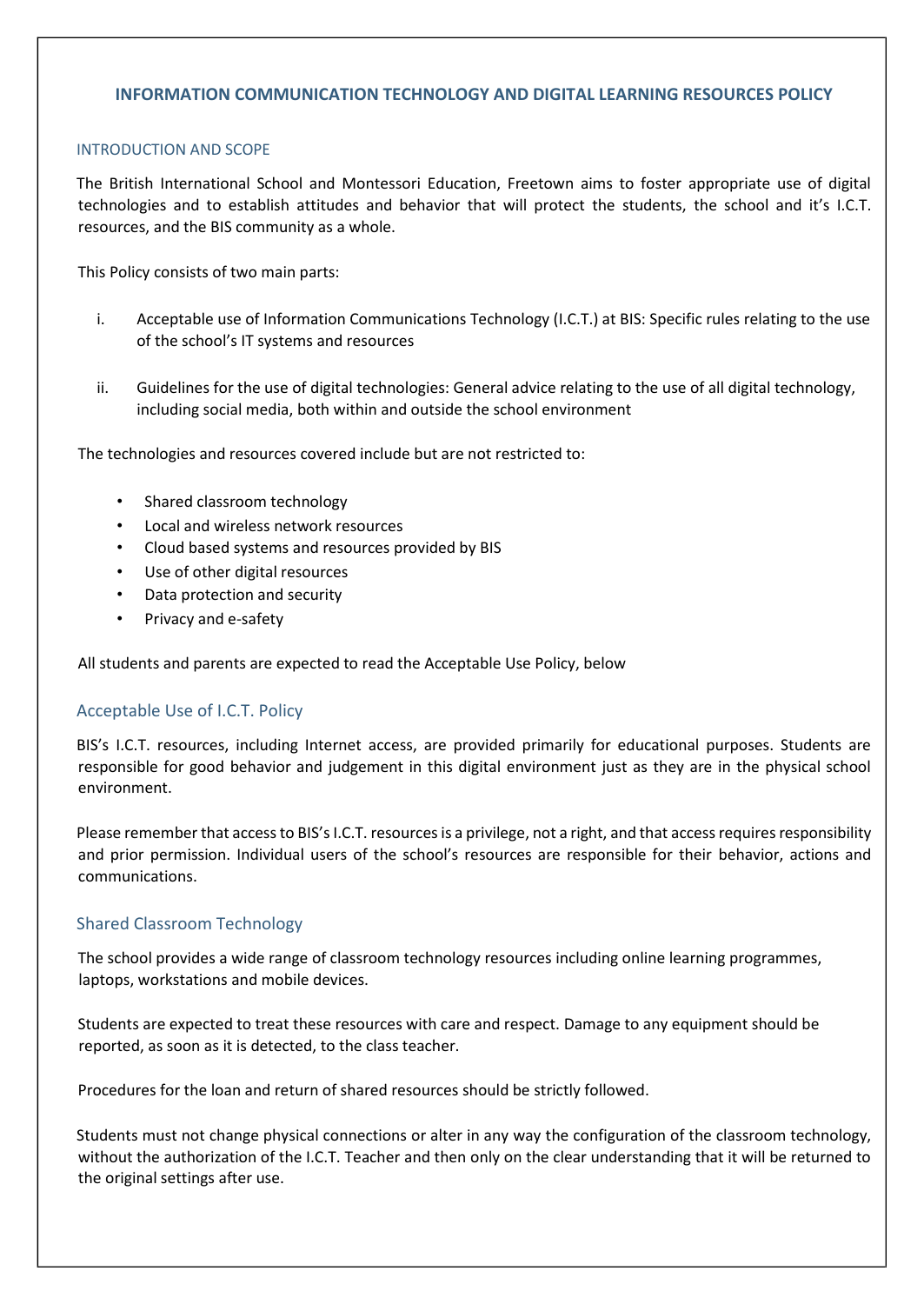# INFORMATION COMMUNICATION TECHNOLOGY AND DIGITAL LEARNING RESOURCES POLICY

## INTRODUCTION AND SCOPE

The British International School and Montessori Education, Freetown aims to foster appropriate use of digital technologies and to establish attitudes and behavior that will protect the students, the school and it's I.C.T. resources, and the BIS community as a whole.

This Policy consists of two main parts:

i. Acceptable use of Information Communications Technology (I.C.T.) at BIS: Specific rules relating to the use of the school's IT systems and resources

ii. Guidelines for the use of digital technologies: General advice relating to the use of all digital technology, including social media, both within and outside the school environment

The technologies and resources covered include but are not restricted to:

- Shared classroom technology
- Local and wireless network resources
- Cloud based systems and resources provided by BIS
- Use of other digital resources
- Data protection and security
- Privacy and e-safety

All students and parents are expected to read the Acceptable Use Policy, below

## Acceptable Use of I.C.T. Policy

BIS's I.C.T. resources, including Internet access, are provided primarily for educational purposes. Students are responsible for good behavior and judgement in this digital environment just as they are in the physical school environment.

Please remember that access to BIS's I.C.T. resources is a privilege, not a right, and that access requires responsibility and prior permission. Individual users of the school's resources are responsible for their behavior, actions and communications.

## Shared Classroom Technology

The school provides a wide range of classroom technology resources including online learning programmes, laptops, workstations and mobile devices.

Students are expected to treat these resources with care and respect. Damage to any equipment should be reported, as soon as it is detected, to the class teacher.

Procedures for the loan and return of shared resources should be strictly followed.

Students must not change physical connections or alter in any way the configuration of the classroom technology, without the authorization of the I.C.T. Teacher and then only on the clear understanding that it will be returned to the original settings after use.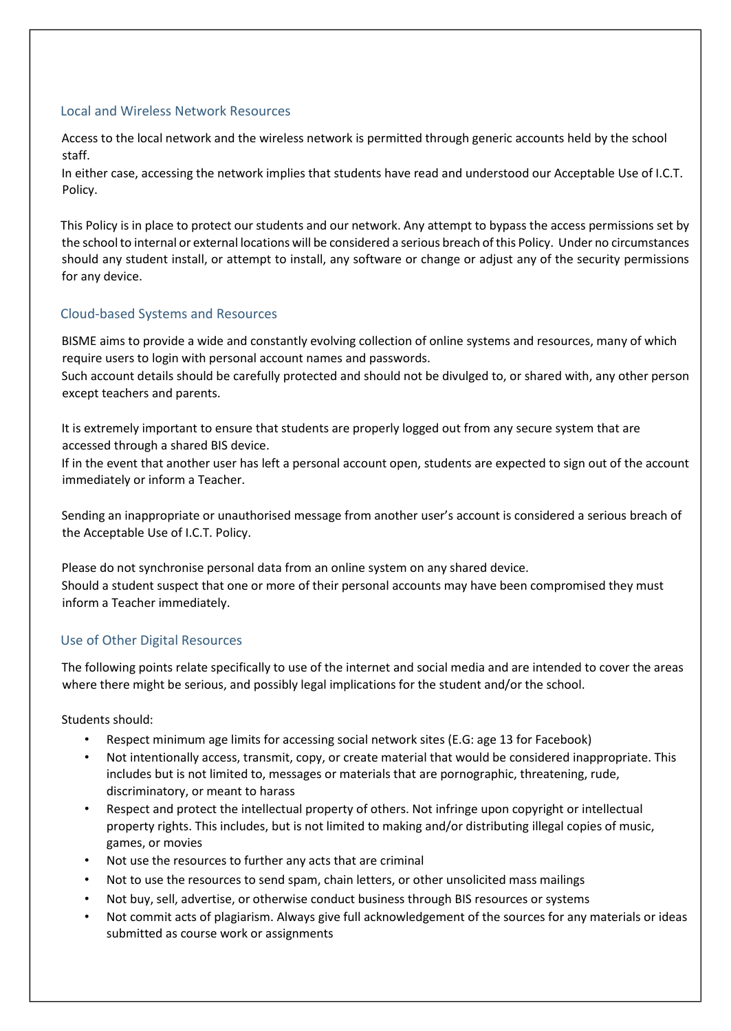## Local and Wireless Network Resources

Access to the local network and the wireless network is permitted through generic accounts held by the school staff.
In either case, accessing the network implies that students have read and understood our Acceptable Use of I.C.T. Policy.

This Policy is in place to protect our students and our network. Any attempt to bypass the access permissions set by the school to internal or external locations will be considered a serious breach of this Policy. Under no circumstances should any student install, or attempt to install, any software or change or adjust any of the security permissions for any device.

## Cloud-based Systems and Resources

BISME aims to provide a wide and constantly evolving collection of online systems and resources, many of which require users to login with personal account names and passwords.
Such account details should be carefully protected and should not be divulged to, or shared with, any other person except teachers and parents.

It is extremely important to ensure that students are properly logged out from any secure system that are accessed through a shared BIS device.
If in the event that another user has left a personal account open, students are expected to sign out of the account immediately or inform a Teacher.

Sending an inappropriate or unauthorised message from another user's account is considered a serious breach of the Acceptable Use of I.C.T. Policy.

Please do not synchronise personal data from an online system on any shared device.
Should a student suspect that one or more of their personal accounts may have been compromised they must inform a Teacher immediately.

## Use of Other Digital Resources

The following points relate specifically to use of the internet and social media and are intended to cover the areas where there might be serious, and possibly legal implications for the student and/or the school.

Students should:

- Respect minimum age limits for accessing social network sites (E.G: age 13 for Facebook)
- Not intentionally access, transmit, copy, or create material that would be considered inappropriate. This includes but is not limited to, messages or materials that are pornographic, threatening, rude, discriminatory, or meant to harass
- Respect and protect the intellectual property of others. Not infringe upon copyright or intellectual property rights. This includes, but is not limited to making and/or distributing illegal copies of music, games, or movies
- Not use the resources to further any acts that are criminal
- Not to use the resources to send spam, chain letters, or other unsolicited mass mailings
- Not buy, sell, advertise, or otherwise conduct business through BIS resources or systems
- Not commit acts of plagiarism. Always give full acknowledgement of the sources for any materials or ideas submitted as course work or assignments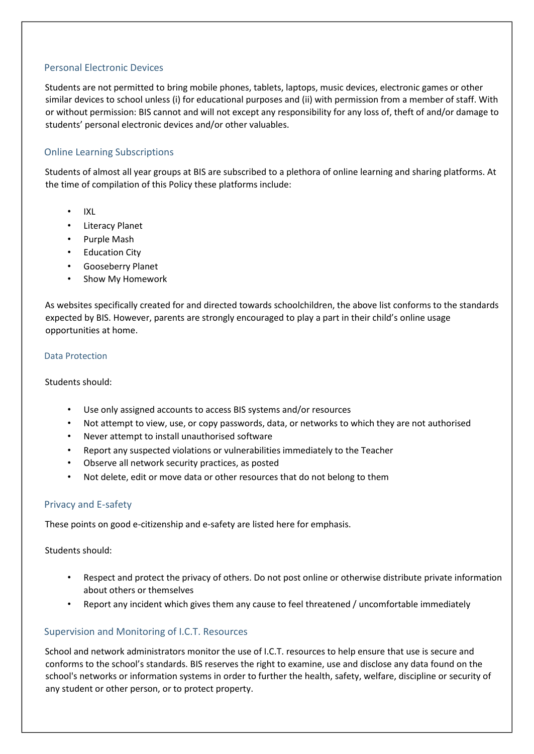## Personal Electronic Devices

Students are not permitted to bring mobile phones, tablets, laptops, music devices, electronic games or other similar devices to school unless (i) for educational purposes and (ii) with permission from a member of staff. With or without permission: BIS cannot and will not except any responsibility for any loss of, theft of and/or damage to students' personal electronic devices and/or other valuables.

## Online Learning Subscriptions

Students of almost all year groups at BIS are subscribed to a plethora of online learning and sharing platforms. At the time of compilation of this Policy these platforms include:

- IXL
- Literacy Planet
- Purple Mash
- Education City
- Gooseberry Planet
- Show My Homework

As websites specifically created for and directed towards schoolchildren, the above list conforms to the standards expected by BIS. However, parents are strongly encouraged to play a part in their child's online usage opportunities at home.

### Data Protection

Students should:

- Use only assigned accounts to access BIS systems and/or resources
- Not attempt to view, use, or copy passwords, data, or networks to which they are not authorised
- Never attempt to install unauthorised software
- Report any suspected violations or vulnerabilities immediately to the Teacher
- Observe all network security practices, as posted
- Not delete, edit or move data or other resources that do not belong to them

## Privacy and E-safety

These points on good e-citizenship and e-safety are listed here for emphasis.

Students should:

- Respect and protect the privacy of others. Do not post online or otherwise distribute private information about others or themselves
- Report any incident which gives them any cause to feel threatened / uncomfortable immediately

## Supervision and Monitoring of I.C.T. Resources

School and network administrators monitor the use of I.C.T. resources to help ensure that use is secure and conforms to the school's standards. BIS reserves the right to examine, use and disclose any data found on the school's networks or information systems in order to further the health, safety, welfare, discipline or security of any student or other person, or to protect property.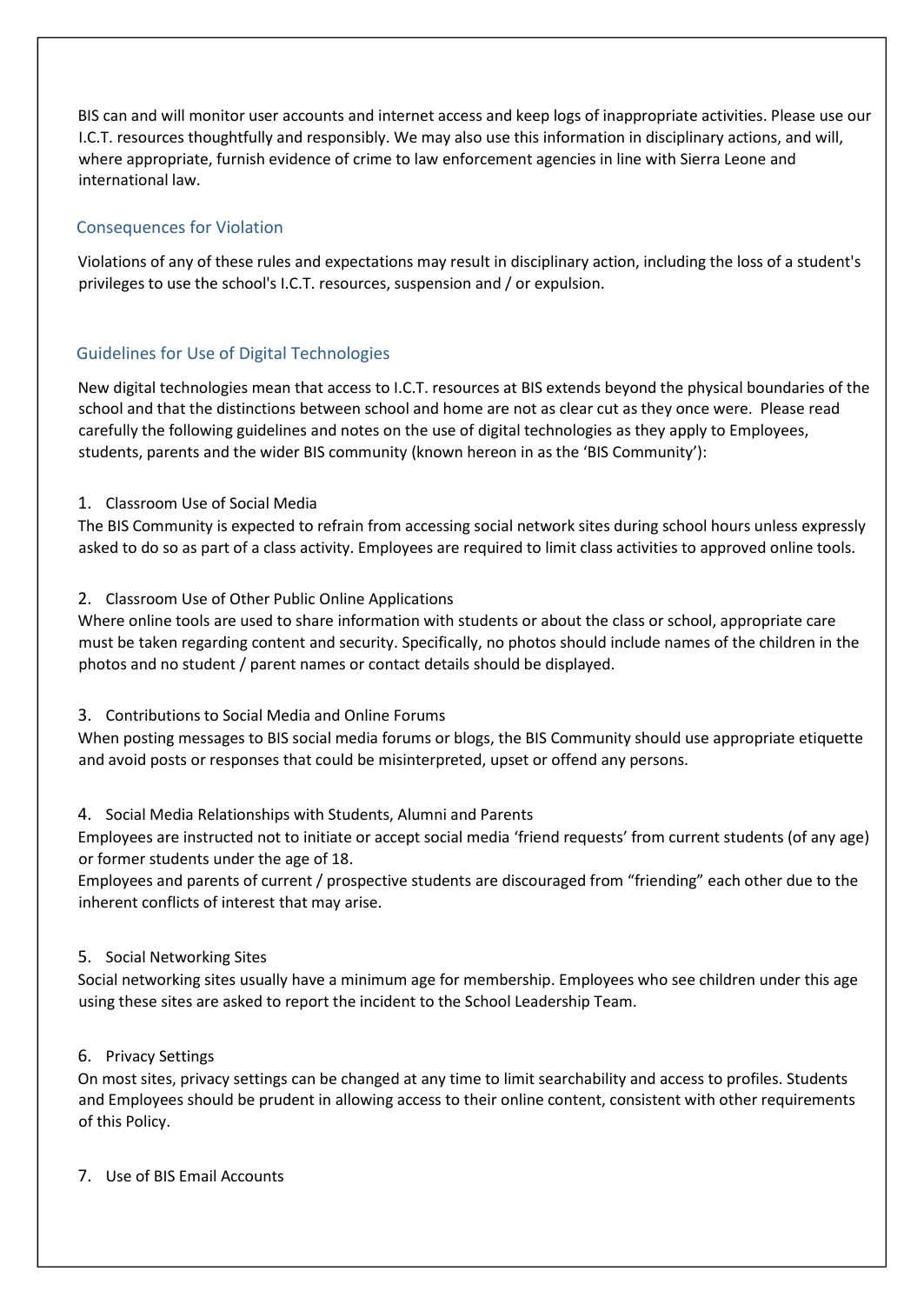BIS can and will monitor user accounts and internet access and keep logs of inappropriate activities. Please use our I.C.T. resources thoughtfully and responsibly. We may also use this information in disciplinary actions, and will, where appropriate, furnish evidence of crime to law enforcement agencies in line with Sierra Leone and international law.

## Consequences for Violation

Violations of any of these rules and expectations may result in disciplinary action, including the loss of a student's privileges to use the school's I.C.T. resources, suspension and / or expulsion.

## Guidelines for Use of Digital Technologies

New digital technologies mean that access to I.C.T. resources at BIS extends beyond the physical boundaries of the school and that the distinctions between school and home are not as clear cut as they once were. Please read carefully the following guidelines and notes on the use of digital technologies as they apply to Employees, students, parents and the wider BIS community (known hereon in as the 'BIS Community'):

1. Classroom Use of Social Media

The BIS Community is expected to refrain from accessing social network sites during school hours unless expressly asked to do so as part of a class activity. Employees are required to limit class activities to approved online tools.

2. Classroom Use of Other Public Online Applications

Where online tools are used to share information with students or about the class or school, appropriate care must be taken regarding content and security. Specifically, no photos should include names of the children in the photos and no student / parent names or contact details should be displayed.

3. Contributions to Social Media and Online Forums

When posting messages to BIS social media forums or blogs, the BIS Community should use appropriate etiquette and avoid posts or responses that could be misinterpreted, upset or offend any persons.

4. Social Media Relationships with Students, Alumni and Parents

Employees are instructed not to initiate or accept social media 'friend requests' from current students (of any age) or former students under the age of 18.

Employees and parents of current / prospective students are discouraged from "friending" each other due to the inherent conflicts of interest that may arise.

5. Social Networking Sites

Social networking sites usually have a minimum age for membership. Employees who see children under this age using these sites are asked to report the incident to the School Leadership Team.

6. Privacy Settings

On most sites, privacy settings can be changed at any time to limit searchability and access to profiles. Students and Employees should be prudent in allowing access to their online content, consistent with other requirements of this Policy.

7. Use of BIS Email Accounts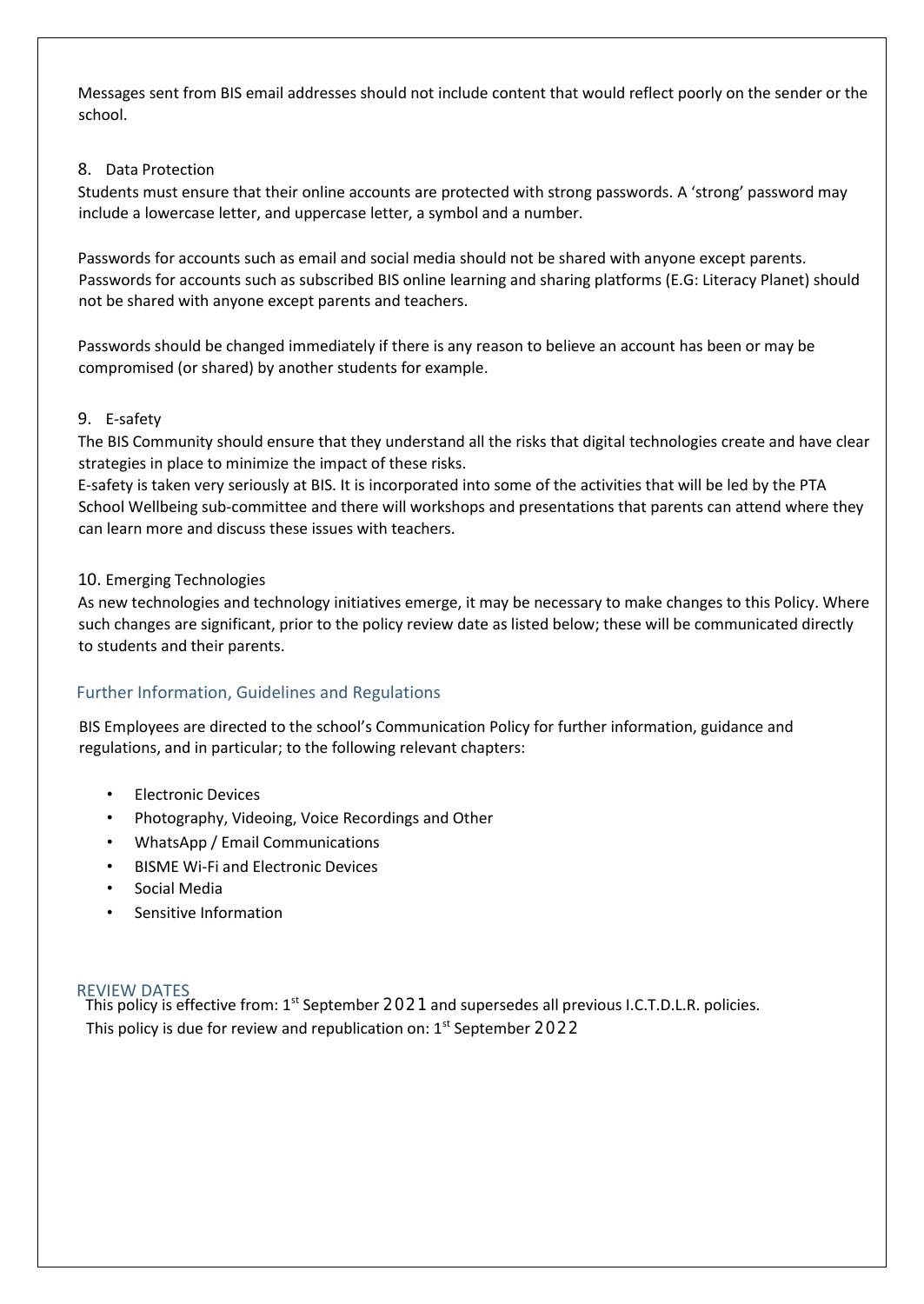Messages sent from BIS email addresses should not include content that would reflect poorly on the sender or the school.

8. Data Protection

Students must ensure that their online accounts are protected with strong passwords. A 'strong' password may include a lowercase letter, and uppercase letter, a symbol and a number.

Passwords for accounts such as email and social media should not be shared with anyone except parents. Passwords for accounts such as subscribed BIS online learning and sharing platforms (E.G: Literacy Planet) should not be shared with anyone except parents and teachers.

Passwords should be changed immediately if there is any reason to believe an account has been or may be compromised (or shared) by another students for example.

9. E-safety

The BIS Community should ensure that they understand all the risks that digital technologies create and have clear strategies in place to minimize the impact of these risks.

E-safety is taken very seriously at BIS. It is incorporated into some of the activities that will be led by the PTA School Wellbeing sub-committee and there will workshops and presentations that parents can attend where they can learn more and discuss these issues with teachers.

10. Emerging Technologies

As new technologies and technology initiatives emerge, it may be necessary to make changes to this Policy. Where such changes are significant, prior to the policy review date as listed below; these will be communicated directly to students and their parents.

## Further Information, Guidelines and Regulations

BIS Employees are directed to the school's Communication Policy for further information, guidance and regulations, and in particular; to the following relevant chapters:

- Electronic Devices
- Photography, Videoing, Voice Recordings and Other
- WhatsApp / Email Communications
- BISME Wi-Fi and Electronic Devices
- Social Media
- Sensitive Information

## REVIEW DATES

This policy is effective from: 1st September 2021 and supersedes all previous I.C.T.D.L.R. policies.

This policy is due for review and republication on: 1st September 2022